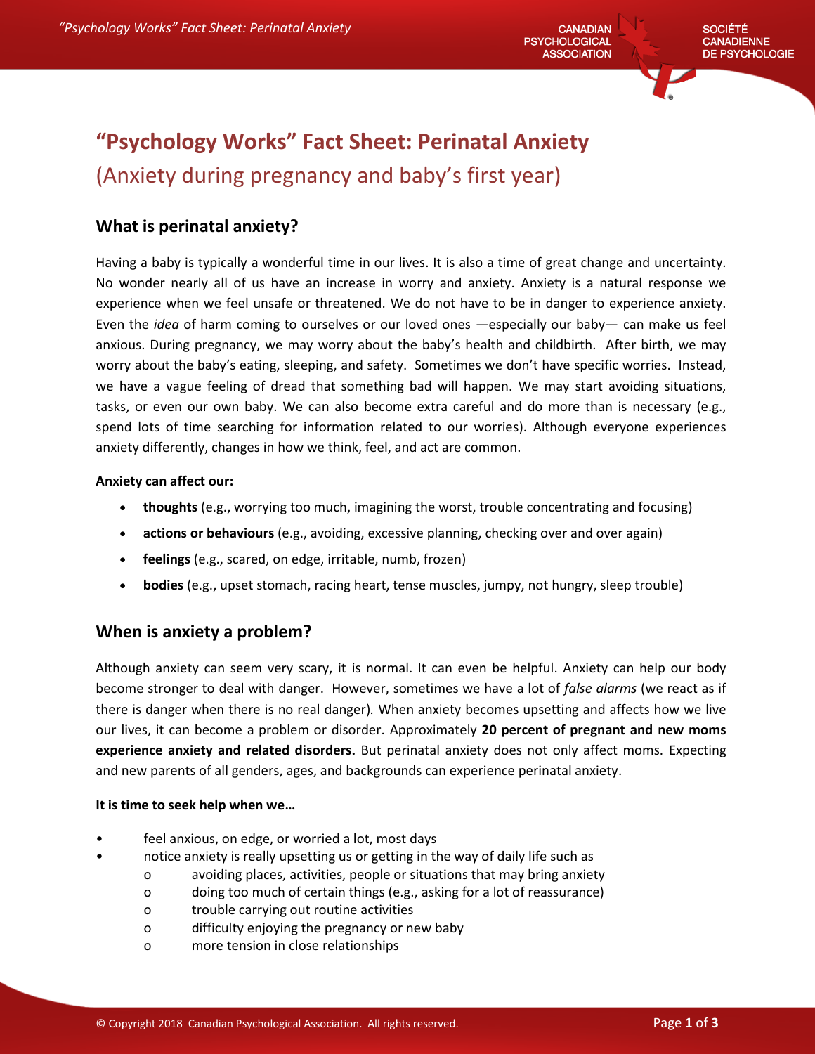# "Psychology Works" Fact Sheet: Perinatal Anxiety

(Anxiety during pregnancy and baby's first year)

## What is perinatal anxiety?

Having a baby is typically a wonderful time in our lives. It is also a time of great change and uncertainty. No wonder nearly all of us have an increase in worry and anxiety. Anxiety is a natural response we experience when we feel unsafe or threatened. We do not have to be in danger to experience anxiety. Even the *idea* of harm coming to ourselves or our loved ones —especially our baby— can make us feel anxious. During pregnancy, we may worry about the baby's health and childbirth. After birth, we may worry about the baby's eating, sleeping, and safety. Sometimes we don't have specific worries. Instead, we have a vague feeling of dread that something bad will happen. We may start avoiding situations, tasks, or even our own baby. We can also become extra careful and do more than is necessary (e.g., spend lots of time searching for information related to our worries). Although everyone experiences anxiety differently, changes in how we think, feel, and act are common.

**Anxiety can affect our:**

- **thoughts** (e.g., worrying too much, imagining the worst, trouble concentrating and focusing)
- **actions or behaviours** (e.g., avoiding, excessive planning, checking over and over again)
- **feelings** (e.g., scared, on edge, irritable, numb, frozen)
- **bodies** (e.g., upset stomach, racing heart, tense muscles, jumpy, not hungry, sleep trouble)

## When is anxiety a problem?

Although anxiety can seem very scary, it is normal. It can even be helpful. Anxiety can help our body become stronger to deal with danger. However, sometimes we have a lot of *false alarms* (we react as if there is danger when there is no real danger). When anxiety becomes upsetting and affects how we live our lives, it can become a problem or disorder. Approximately **20 percent of pregnant and new moms experience anxiety and related disorders.** But perinatal anxiety does not only affect moms. Expecting and new parents of all genders, ages, and backgrounds can experience perinatal anxiety.

**It is time to seek help when we…**

- feel anxious, on edge, or worried a lot, most days
- notice anxiety is really upsetting us or getting in the way of daily life such as
  - avoiding places, activities, people or situations that may bring anxiety
  - doing too much of certain things (e.g., asking for a lot of reassurance)
  - trouble carrying out routine activities
  - difficulty enjoying the pregnancy or new baby
  - more tension in close relationships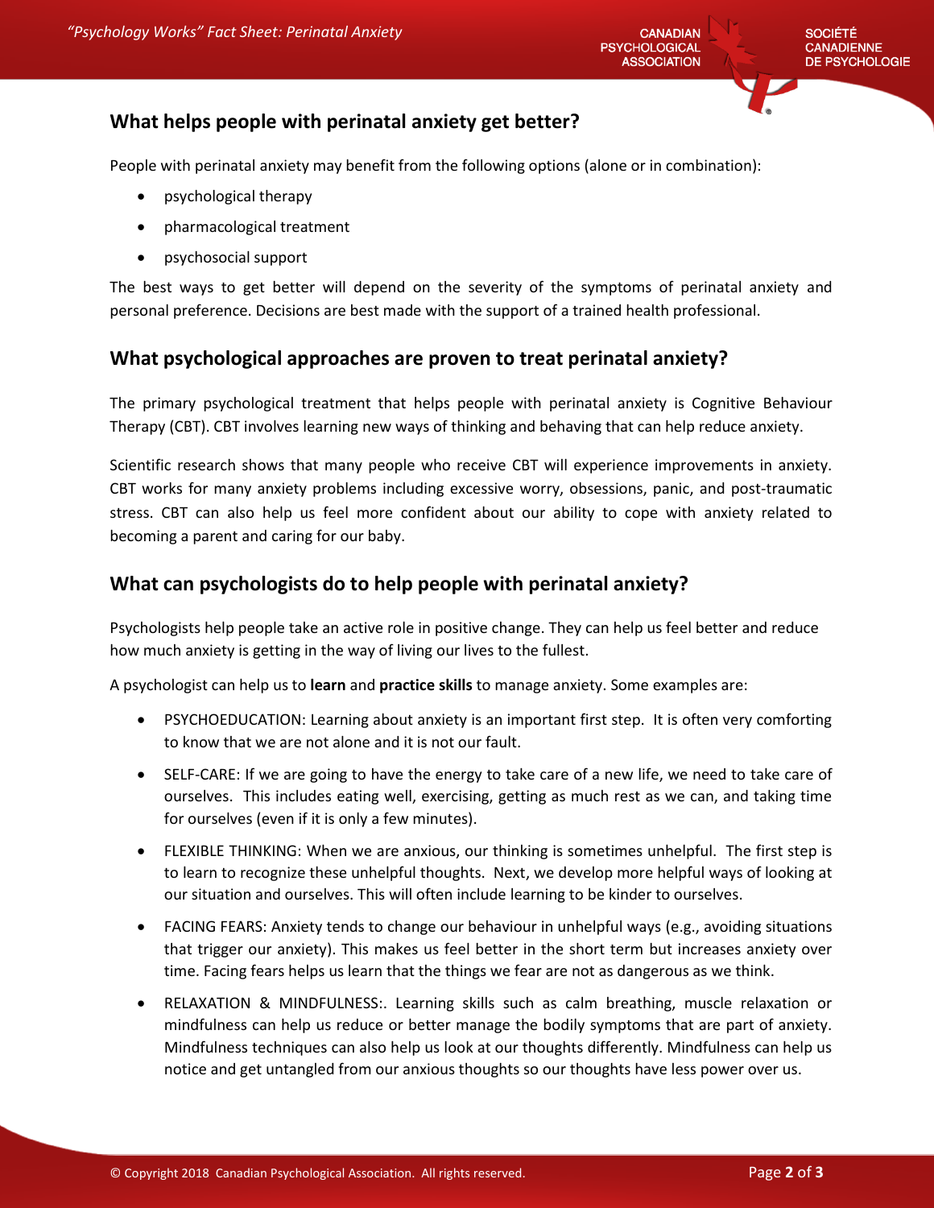## What helps people with perinatal anxiety get better?

People with perinatal anxiety may benefit from the following options (alone or in combination):

- psychological therapy
- pharmacological treatment
- psychosocial support

The best ways to get better will depend on the severity of the symptoms of perinatal anxiety and personal preference. Decisions are best made with the support of a trained health professional.

## What psychological approaches are proven to treat perinatal anxiety?

The primary psychological treatment that helps people with perinatal anxiety is Cognitive Behaviour Therapy (CBT). CBT involves learning new ways of thinking and behaving that can help reduce anxiety.

Scientific research shows that many people who receive CBT will experience improvements in anxiety. CBT works for many anxiety problems including excessive worry, obsessions, panic, and post-traumatic stress. CBT can also help us feel more confident about our ability to cope with anxiety related to becoming a parent and caring for our baby.

## What can psychologists do to help people with perinatal anxiety?

Psychologists help people take an active role in positive change. They can help us feel better and reduce how much anxiety is getting in the way of living our lives to the fullest.

A psychologist can help us to **learn** and **practice skills** to manage anxiety. Some examples are:

- PSYCHOEDUCATION: Learning about anxiety is an important first step. It is often very comforting to know that we are not alone and it is not our fault.
- SELF-CARE: If we are going to have the energy to take care of a new life, we need to take care of ourselves. This includes eating well, exercising, getting as much rest as we can, and taking time for ourselves (even if it is only a few minutes).
- FLEXIBLE THINKING: When we are anxious, our thinking is sometimes unhelpful. The first step is to learn to recognize these unhelpful thoughts. Next, we develop more helpful ways of looking at our situation and ourselves. This will often include learning to be kinder to ourselves.
- FACING FEARS: Anxiety tends to change our behaviour in unhelpful ways (e.g., avoiding situations that trigger our anxiety). This makes us feel better in the short term but increases anxiety over time. Facing fears helps us learn that the things we fear are not as dangerous as we think.
- RELAXATION & MINDFULNESS:. Learning skills such as calm breathing, muscle relaxation or mindfulness can help us reduce or better manage the bodily symptoms that are part of anxiety. Mindfulness techniques can also help us look at our thoughts differently. Mindfulness can help us notice and get untangled from our anxious thoughts so our thoughts have less power over us.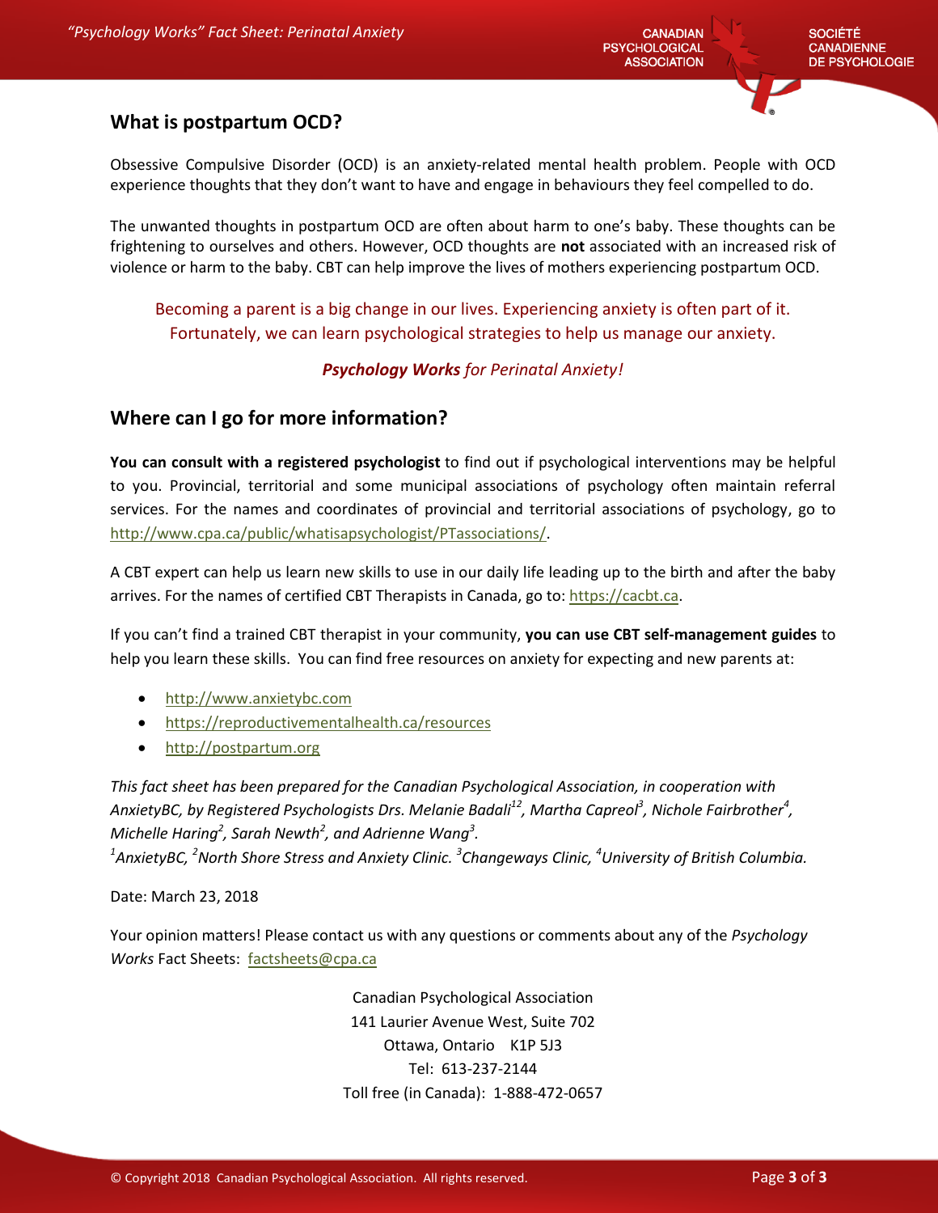## What is postpartum OCD?

Obsessive Compulsive Disorder (OCD) is an anxiety-related mental health problem. People with OCD experience thoughts that they don't want to have and engage in behaviours they feel compelled to do.

The unwanted thoughts in postpartum OCD are often about harm to one's baby. These thoughts can be frightening to ourselves and others. However, OCD thoughts are **not** associated with an increased risk of violence or harm to the baby. CBT can help improve the lives of mothers experiencing postpartum OCD.

Becoming a parent is a big change in our lives. Experiencing anxiety is often part of it. Fortunately, we can learn psychological strategies to help us manage our anxiety.

***Psychology Works** for Perinatal Anxiety!*

## Where can I go for more information?

**You can consult with a registered psychologist** to find out if psychological interventions may be helpful to you. Provincial, territorial and some municipal associations of psychology often maintain referral services. For the names and coordinates of provincial and territorial associations of psychology, go to http://www.cpa.ca/public/whatisapsychologist/PTassociations/.

A CBT expert can help us learn new skills to use in our daily life leading up to the birth and after the baby arrives. For the names of certified CBT Therapists in Canada, go to: https://cacbt.ca.

If you can't find a trained CBT therapist in your community, **you can use CBT self-management guides** to help you learn these skills. You can find free resources on anxiety for expecting and new parents at:

- http://www.anxietybc.com
- https://reproductivementalhealth.ca/resources
- http://postpartum.org

*This fact sheet has been prepared for the Canadian Psychological Association, in cooperation with AnxietyBC, by Registered Psychologists Drs. Melanie Badali[12], Martha Capreol[3], Nichole Fairbrother[4], Michelle Haring[2], Sarah Newth[2], and Adrienne Wang[3].*
*[1]AnxietyBC, [2]North Shore Stress and Anxiety Clinic. [3]Changeways Clinic, [4]University of British Columbia.*

Date: March 23, 2018

Your opinion matters! Please contact us with any questions or comments about any of the *Psychology Works* Fact Sheets: factsheets@cpa.ca

Canadian Psychological Association
141 Laurier Avenue West, Suite 702
Ottawa, Ontario K1P 5J3
Tel: 613-237-2144
Toll free (in Canada): 1-888-472-0657